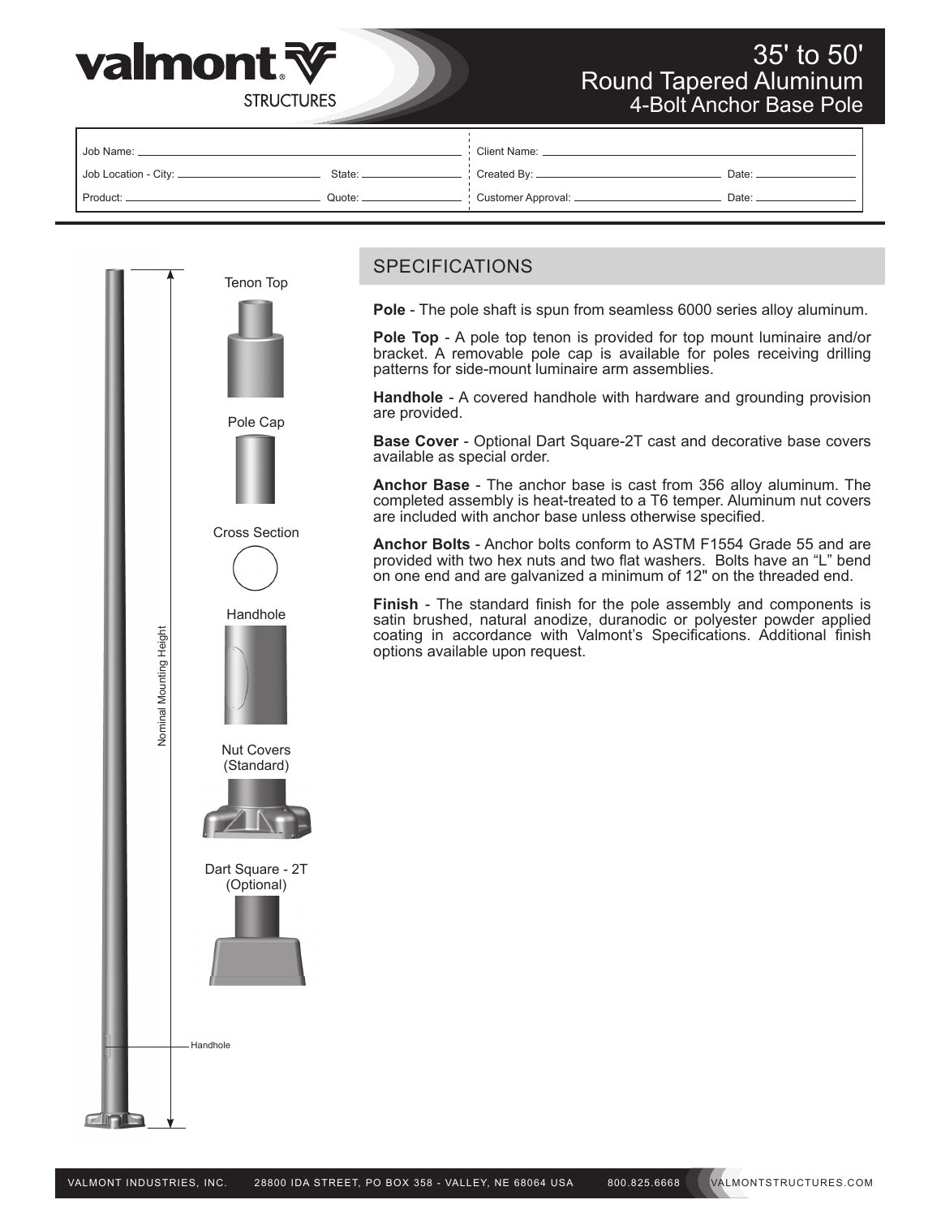# 35' to 50' Round Tapered Aluminum 4-Bolt Anchor Base Pole

Job Name: \_\_\_\_\_\_\_\_\_\_\_\_\_\_\_\_\_\_\_\_ Client Name: \_\_\_\_\_\_\_\_\_\_\_\_\_\_\_\_\_\_\_\_

Job Location - City: \_\_\_\_\_\_\_\_\_\_ State: \_\_\_\_\_\_\_\_\_\_ Created By: \_\_\_\_\_\_\_\_\_\_ Date: \_\_\_\_\_\_\_\_\_\_

Product: \_\_\_\_\_\_\_\_\_\_ Quote: \_\_\_\_\_\_\_\_\_\_ Customer Approval: \_\_\_\_\_\_\_\_\_\_ Date: \_\_\_\_\_\_\_\_\_\_

Nominal Mounting Height

Handhole

Tenon Top

Pole Cap

Cross Section

Handhole

Nut Covers (Standard)

Dart Square - 2T (Optional)

## SPECIFICATIONS

**Pole** - The pole shaft is spun from seamless 6000 series alloy aluminum.

**Pole Top** - A pole top tenon is provided for top mount luminaire and/or bracket. A removable pole cap is available for poles receiving drilling patterns for side-mount luminaire arm assemblies.

**Handhole** - A covered handhole with hardware and grounding provision are provided.

**Base Cover** - Optional Dart Square-2T cast and decorative base covers available as special order.

**Anchor Base** - The anchor base is cast from 356 alloy aluminum. The completed assembly is heat-treated to a T6 temper. Aluminum nut covers are included with anchor base unless otherwise specified.

**Anchor Bolts** - Anchor bolts conform to ASTM F1554 Grade 55 and are provided with two hex nuts and two flat washers. Bolts have an "L" bend on one end and are galvanized a minimum of 12" on the threaded end.

**Finish** - The standard finish for the pole assembly and components is satin brushed, natural anodize, duranodic or polyester powder applied coating in accordance with Valmont's Specifications. Additional finish options available upon request.

VALMONT INDUSTRIES, INC. 28800 IDA STREET, PO BOX 358 - VALLEY, NE 68064 USA 800.825.6668 VALMONTSTRUCTURES.COM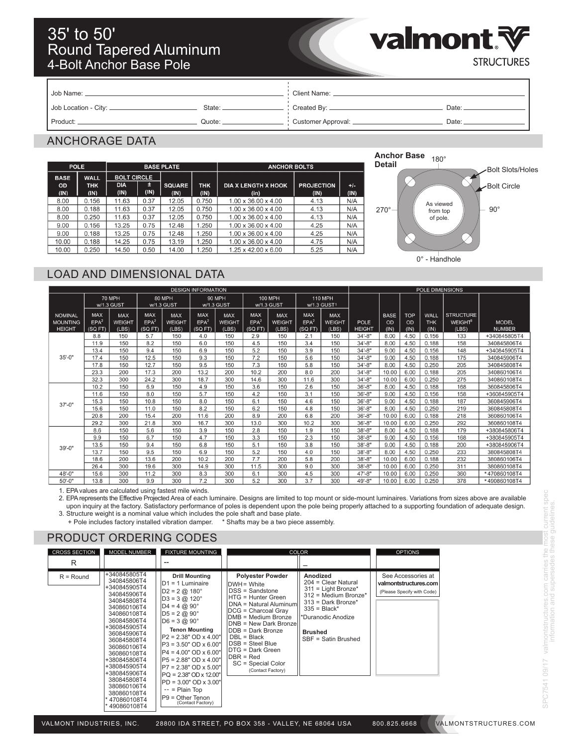# 35' to 50' Round Tapered Aluminum 4-Bolt Anchor Base Pole

valmont STRUCTURES

Job Name: ______ Client Name: ______

Job Location - City: ______ State: ______ Created By: ______ Date: ______

Product: ______ Quote: ______ Customer Approval: ______ Date: ______

## ANCHORAGE DATA

| POLE | | BASE PLATE | | | | ANCHOR BOLTS | | |
|---|---|---|---|---|---|---|---|---|
| BASE OD (IN) | WALL THK (IN) | BOLT CIRCLE DIA (IN) | BOLT CIRCLE ± (IN) | SQUARE (IN) | THK (IN) | DIA X LENGTH X HOOK (in) | PROJECTION (IN) | +/- (IN) |
| 8.00 | 0.156 | 11.63 | 0.37 | 12.05 | 0.750 | 1.00 x 36.00 x 4.00 | 4.13 | N/A |
| 8.00 | 0.188 | 11.63 | 0.37 | 12.05 | 0.750 | 1.00 x 36.00 x 4.00 | 4.13 | N/A |
| 8.00 | 0.250 | 11.63 | 0.37 | 12.05 | 0.750 | 1.00 x 36.00 x 4.00 | 4.13 | N/A |
| 9.00 | 0.156 | 13.25 | 0.75 | 12.48 | 1.250 | 1.00 x 36.00 x 4.00 | 4.25 | N/A |
| 9.00 | 0.188 | 13.25 | 0.75 | 12.48 | 1.250 | 1.00 x 36.00 x 4.00 | 4.25 | N/A |
| 10.00 | 0.188 | 14.25 | 0.75 | 13.19 | 1.250 | 1.00 x 36.00 x 4.00 | 4.75 | N/A |
| 10.00 | 0.250 | 14.50 | 0.50 | 14.00 | 1.250 | 1.25 x 42.00 x 6.00 | 5.25 | N/A |

**Anchor Base Detail**

180°
Bolt Slots/Holes
Bolt Circle
270°
As viewed from top of pole.
90°
0° - Handhole

## LOAD AND DIMENSIONAL DATA

| DESIGN INFORMATION | | | | | | | | | | | POLE DIMENSIONS | | | | | |
|---|---|---|---|---|---|---|---|---|---|---|---|---|---|---|---|---|
| | 70 MPH w/1.3 GUST | | 80 MPH w/1.3 GUST | | 90 MPH w/1.3 GUST | | 100 MPH w/1.3 GUST | | 110 MPH w/1.3 GUST[1] | | | | | | | |
| NOMINAL MOUNTING HEIGHT | MAX EPA[2] (SQ FT) | MAX WEIGHT (LBS) | MAX EPA[2] (SQ FT) | MAX WEIGHT (LBS) | MAX EPA[2] (SQ FT) | MAX WEIGHT (LBS) | MAX EPA[2] (SQ FT) | MAX WEIGHT (LBS) | MAX EPA[2] (SQ FT) | MAX WEIGHT (LBS) | POLE HEIGHT | BASE OD (IN) | TOP OD (IN) | WALL THK (IN) | STRUCTURE WEIGHT[3] (LBS) | MODEL NUMBER |
| 35'-0" | 8.8 | 150 | 5.7 | 150 | 4.0 | 150 | 2.9 | 150 | 2.1 | 150 | 34'-8" | 8.00 | 4.50 | 0.156 | 133 | +340845805T4 |
| | 11.9 | 150 | 8.2 | 150 | 6.0 | 150 | 4.5 | 150 | 3.4 | 150 | 34'-8" | 8.00 | 4.50 | 0.188 | 158 | 340845806T4 |
| | 13.4 | 150 | 9.4 | 150 | 6.9 | 150 | 5.2 | 150 | 3.9 | 150 | 34'-8" | 9.00 | 4.50 | 0.156 | 148 | +340845905T4 |
| | 17.4 | 150 | 12.5 | 150 | 9.3 | 150 | 7.2 | 150 | 5.6 | 150 | 34'-8" | 9.00 | 4.50 | 0.188 | 175 | 340845906T4 |
| | 17.8 | 150 | 12.7 | 150 | 9.5 | 150 | 7.3 | 150 | 5.8 | 150 | 34'-8" | 8.00 | 4.50 | 0.250 | 205 | 340845808T4 |
| | 23.3 | 200 | 17.3 | 200 | 13.2 | 200 | 10.2 | 200 | 8.0 | 200 | 34'-8" | 10.00 | 6.00 | 0.188 | 205 | 340860106T4 |
| | 32.3 | 300 | 24.2 | 300 | 18.7 | 300 | 14.6 | 300 | 11.6 | 300 | 34'-8" | 10.00 | 6.00 | 0.250 | 275 | 340860108T4 |
| 37'-0" | 10.2 | 150 | 6.9 | 150 | 4.9 | 150 | 3.6 | 150 | 2.6 | 150 | 36'-8" | 8.00 | 4.50 | 0.188 | 168 | 360845806T4 |
| | 11.6 | 150 | 8.0 | 150 | 5.7 | 150 | 4.2 | 150 | 3.1 | 150 | 36'-8" | 9.00 | 4.50 | 0.156 | 158 | +360845905T4 |
| | 15.3 | 150 | 10.8 | 150 | 8.0 | 150 | 6.1 | 150 | 4.6 | 150 | 36'-8" | 9.00 | 4.50 | 0.188 | 187 | 360845906T4 |
| | 15.6 | 150 | 11.0 | 150 | 8.2 | 150 | 6.2 | 150 | 4.8 | 150 | 36'-8" | 8.00 | 4.50 | 0.250 | 219 | 360845808T4 |
| | 20.8 | 200 | 15.4 | 200 | 11.6 | 200 | 8.9 | 200 | 6.8 | 200 | 36'-8" | 10.00 | 6.00 | 0.188 | 218 | 360860106T4 |
| | 29.2 | 300 | 21.8 | 300 | 16.7 | 300 | 13.0 | 300 | 10.2 | 300 | 36'-8" | 10.00 | 6.00 | 0.250 | 292 | 360860108T4 |
| 39'-0" | 8.6 | 150 | 5.6 | 150 | 3.9 | 150 | 2.8 | 150 | 1.9 | 150 | 38'-8" | 8.00 | 4.50 | 0.188 | 179 | +380845806T4 |
| | 9.9 | 150 | 6.7 | 150 | 4.7 | 150 | 3.3 | 150 | 2.3 | 150 | 38'-8" | 9.00 | 4.50 | 0.156 | 168 | +380845905T4 |
| | 13.5 | 150 | 9.4 | 150 | 6.8 | 150 | 5.1 | 150 | 3.8 | 150 | 38'-8" | 9.00 | 4.50 | 0.188 | 200 | +380845906T4 |
| | 13.7 | 150 | 9.5 | 150 | 6.9 | 150 | 5.2 | 150 | 4.0 | 150 | 38'-8" | 8.00 | 4.50 | 0.250 | 233 | 380845808T4 |
| | 18.6 | 200 | 13.6 | 200 | 10.2 | 200 | 7.7 | 200 | 5.8 | 200 | 38'-8" | 10.00 | 6.00 | 0.188 | 232 | 380860106T4 |
| | 26.4 | 300 | 19.6 | 300 | 14.9 | 300 | 11.5 | 300 | 9.0 | 300 | 38'-8" | 10.00 | 6.00 | 0.250 | 311 | 380860108T4 |
| 48'-0" | 15.6 | 300 | 11.2 | 300 | 8.3 | 300 | 6.1 | 300 | 4.5 | 300 | 47'-8" | 10.00 | 6.00 | 0.250 | 360 | *470860108T4 |
| 50'-0" | 13.8 | 300 | 9.9 | 300 | 7.2 | 300 | 5.2 | 300 | 3.7 | 300 | 49'-8" | 10.00 | 6.00 | 0.250 | 378 | *490860108T4 |

1. EPA values are calculated using fastest mile winds.
2. EPA represents the Effective Projected Area of each luminaire. Designs are limited to top mount or side-mount luminaires. Variations from sizes above are available upon inquiry at the factory. Satisfactory performance of poles is dependent upon the pole being properly attached to a supporting foundation of adequate design.
3. Structure weight is a nominal value which includes the pole shaft and base plate.

+ Pole includes factory installed vibration damper. * Shafts may be a two piece assembly.

## PRODUCT ORDERING CODES

| CROSS SECTION | MODEL NUMBER | FIXTURE MOUNTING | COLOR | | OPTIONS |
|---|---|---|---|---|---|
| R | | -- | | _ | |
| R = Round | +340845805T4<br>340845806T4<br>+340845905T4<br>340845906T4<br>340845808T4<br>340860106T4<br>340860108T4<br>360845806T4<br>+360845905T4<br>360845906T4<br>360845808T4<br>360860106T4<br>360860108T4<br>+380845806T4<br>+380845905T4<br>+380845906T4<br>380845808T4<br>380860106T4<br>380860108T4<br>* 470860108T4<br>* 490860108T4 | **Drill Mounting**<br>D1 = 1 Luminaire<br>D2 = 2 @ 180°<br>D3 = 3 @ 120°<br>D4 = 4 @ 90°<br>D5 = 2 @ 90°<br>D6 = 3 @ 90°<br>**Tenon Mounting**<br>P2 = 2.38" OD x 4.00"<br>P3 = 3.50" OD x 6.00"<br>P4 = 4.00" OD x 6.00"<br>P5 = 2.88" OD x 4.00"<br>P7 = 2.38" OD x 5.00"<br>PQ = 2.38" OD x 12.00"<br>PD = 3.00" OD x 3.00"<br>-- = Plain Top<br>P9 = Other Tenon (Contact Factory) | **Polyester Powder**<br>DWH = White<br>DSS = Sandstone<br>HTG = Hunter Green<br>DNA = Natural Aluminum<br>DCG = Charcoal Gray<br>DMB = Medium Bronze<br>DNB = New Dark Bronze<br>DDB = Dark Bronze<br>DBL = Black<br>DSB = Steel Blue<br>DTG = Dark Green<br>DBR = Red<br>SC = Special Color (Contact Factory) | **Anodized**<br>204 = Clear Natural<br>311 = Light Bronze*<br>312 = Medium Bronze*<br>313 = Dark Bronze*<br>335 = Black*<br>*Duranodic Anodize<br>**Brushed**<br>SBF = Satin Brushed | See Accessories at valmontstructures.com (Please Specify with Code) |

SPC7541 09/17 valmontstructures.com carries the most current spec information and supersedes these guidelines.

VALMONT INDUSTRIES, INC. 28800 IDA STREET, PO BOX 358 - VALLEY, NE 68064 USA 800.825.6668 VALMONTSTRUCTURES.COM